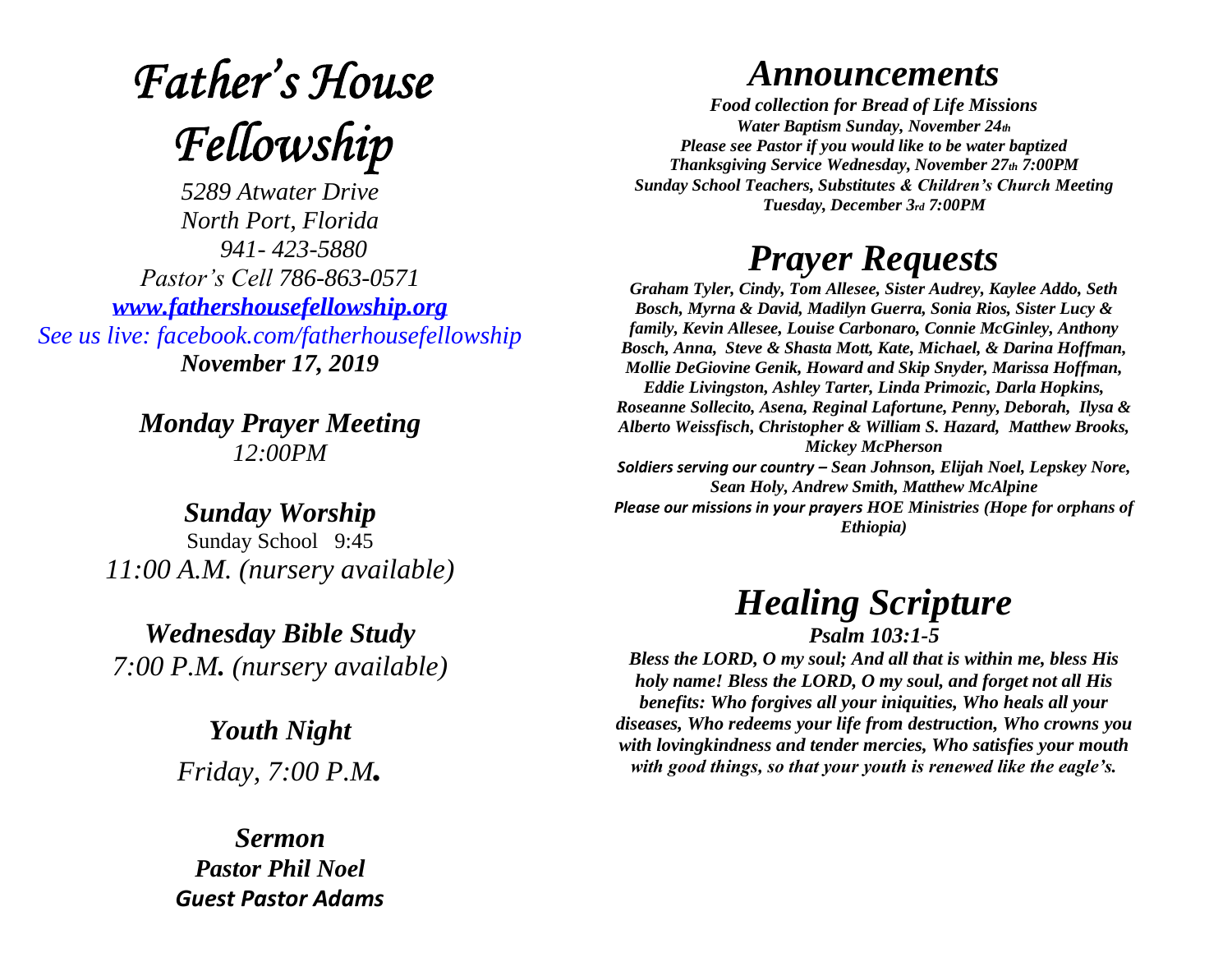# *Father's House Fellowship*

*5289 Atwater Drive*
*North Port, Florida*
*941- 423-5880*
*Pastor's Cell 786-863-0571*
*[www.fathershousefellowship.org](http://www.fathershousefellowship.org)*
*See us live: facebook.com/fatherhousefellowship*
***November 17, 2019***

***Monday Prayer Meeting***
*12:00PM*

***Sunday Worship***
Sunday School 9:45
*11:00 A.M. (nursery available)*

***Wednesday Bible Study***
*7:00 P.M. (nursery available)*

***Youth Night***
*Friday, 7:00 P.M.*

***Sermon***
***Pastor Phil Noel***
***Guest Pastor Adams***

## *Announcements*

***Food collection for Bread of Life Missions***
***Water Baptism Sunday, November 24th***
***Please see Pastor if you would like to be water baptized***
***Thanksgiving Service Wednesday, November 27th 7:00PM***
***Sunday School Teachers, Substitutes & Children's Church Meeting***
***Tuesday, December 3rd 7:00PM***

## *Prayer Requests*

***Graham Tyler, Cindy, Tom Allesee, Sister Audrey, Kaylee Addo, Seth Bosch, Myrna & David, Madilyn Guerra, Sonia Rios, Sister Lucy & family, Kevin Allesee, Louise Carbonaro, Connie McGinley, Anthony Bosch, Anna, Steve & Shasta Mott, Kate, Michael, & Darina Hoffman, Mollie DeGiovine Genik, Howard and Skip Snyder, Marissa Hoffman, Eddie Livingston, Ashley Tarter, Linda Primozic, Darla Hopkins, Roseanne Sollecito, Asena, Reginal Lafortune, Penny, Deborah, Ilysa & Alberto Weissfisch, Christopher & William S. Hazard, Matthew Brooks, Mickey McPherson***

***Soldiers serving our country – Sean Johnson, Elijah Noel, Lepskey Nore, Sean Holy, Andrew Smith, Matthew McAlpine***

***Please our missions in your prayers HOE Ministries (Hope for orphans of Ethiopia)***

## *Healing Scripture*

***Psalm 103:1-5***

***Bless the LORD, O my soul; And all that is within me, bless His holy name! Bless the LORD, O my soul, and forget not all His benefits: Who forgives all your iniquities, Who heals all your diseases, Who redeems your life from destruction, Who crowns you with lovingkindness and tender mercies, Who satisfies your mouth with good things, so that your youth is renewed like the eagle's.***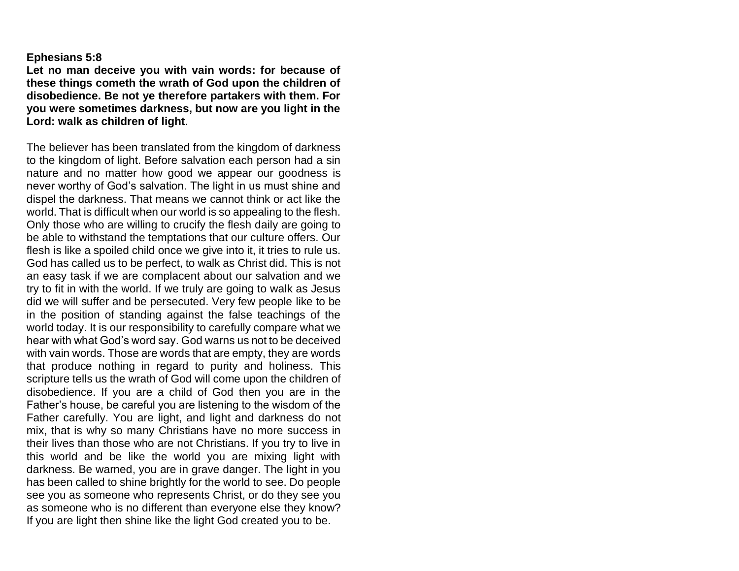**Ephesians 5:8**
**Let no man deceive you with vain words: for because of these things cometh the wrath of God upon the children of disobedience. Be not ye therefore partakers with them. For you were sometimes darkness, but now are you light in the Lord: walk as children of light**.

The believer has been translated from the kingdom of darkness to the kingdom of light. Before salvation each person had a sin nature and no matter how good we appear our goodness is never worthy of God's salvation. The light in us must shine and dispel the darkness. That means we cannot think or act like the world. That is difficult when our world is so appealing to the flesh. Only those who are willing to crucify the flesh daily are going to be able to withstand the temptations that our culture offers. Our flesh is like a spoiled child once we give into it, it tries to rule us. God has called us to be perfect, to walk as Christ did. This is not an easy task if we are complacent about our salvation and we try to fit in with the world. If we truly are going to walk as Jesus did we will suffer and be persecuted. Very few people like to be in the position of standing against the false teachings of the world today. It is our responsibility to carefully compare what we hear with what God's word say. God warns us not to be deceived with vain words. Those are words that are empty, they are words that produce nothing in regard to purity and holiness. This scripture tells us the wrath of God will come upon the children of disobedience. If you are a child of God then you are in the Father's house, be careful you are listening to the wisdom of the Father carefully. You are light, and light and darkness do not mix, that is why so many Christians have no more success in their lives than those who are not Christians. If you try to live in this world and be like the world you are mixing light with darkness. Be warned, you are in grave danger. The light in you has been called to shine brightly for the world to see. Do people see you as someone who represents Christ, or do they see you as someone who is no different than everyone else they know? If you are light then shine like the light God created you to be.